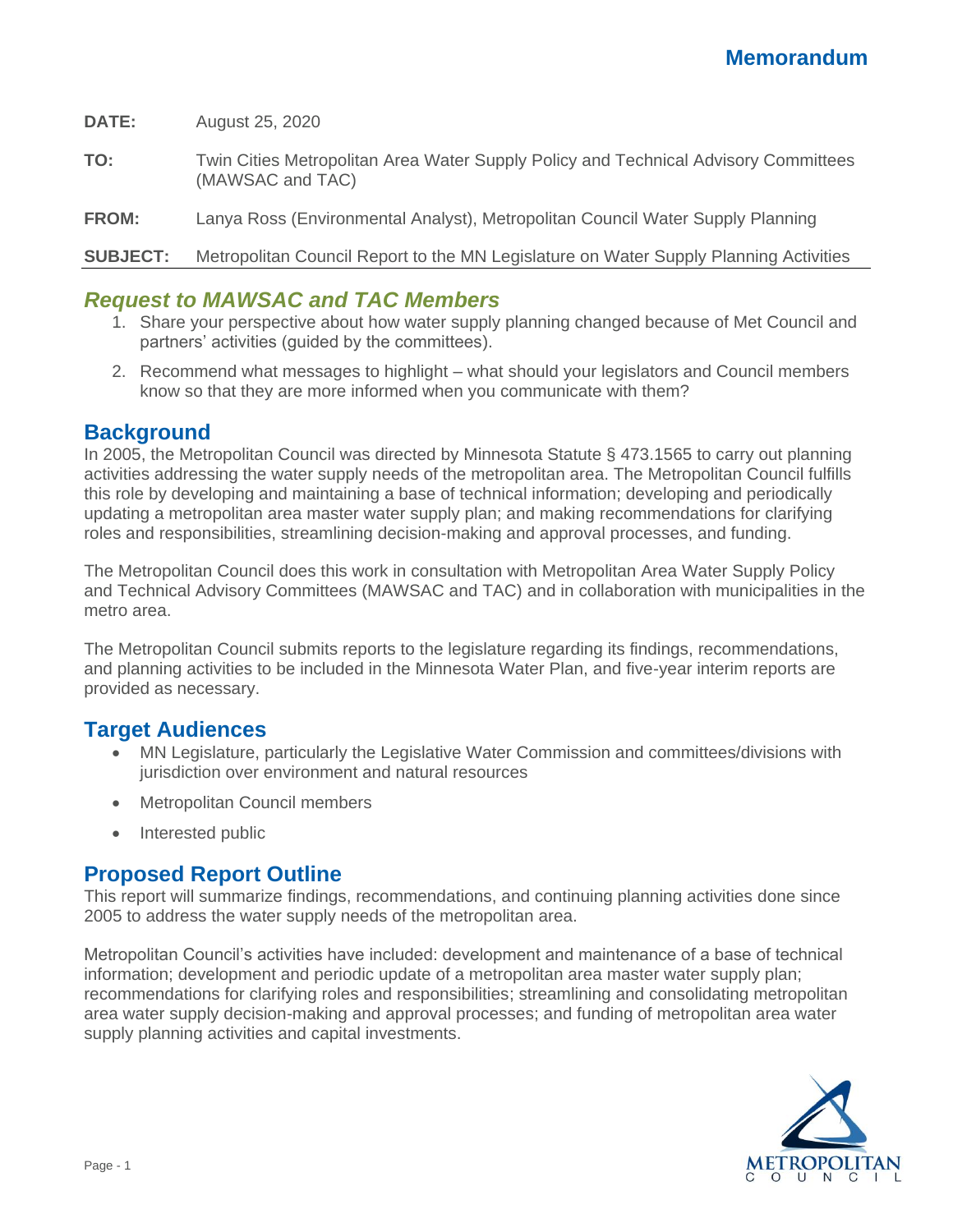# Memorandum

**DATE:** August 25, 2020

**TO:** Twin Cities Metropolitan Area Water Supply Policy and Technical Advisory Committees (MAWSAC and TAC)

**FROM:** Lanya Ross (Environmental Analyst), Metropolitan Council Water Supply Planning

**SUBJECT:** Metropolitan Council Report to the MN Legislature on Water Supply Planning Activities

## *Request to MAWSAC and TAC Members*

1. Share your perspective about how water supply planning changed because of Met Council and partners' activities (guided by the committees).
2. Recommend what messages to highlight – what should your legislators and Council members know so that they are more informed when you communicate with them?

## Background

In 2005, the Metropolitan Council was directed by Minnesota Statute § 473.1565 to carry out planning activities addressing the water supply needs of the metropolitan area. The Metropolitan Council fulfills this role by developing and maintaining a base of technical information; developing and periodically updating a metropolitan area master water supply plan; and making recommendations for clarifying roles and responsibilities, streamlining decision-making and approval processes, and funding.

The Metropolitan Council does this work in consultation with Metropolitan Area Water Supply Policy and Technical Advisory Committees (MAWSAC and TAC) and in collaboration with municipalities in the metro area.

The Metropolitan Council submits reports to the legislature regarding its findings, recommendations, and planning activities to be included in the Minnesota Water Plan, and five-year interim reports are provided as necessary.

## Target Audiences

- MN Legislature, particularly the Legislative Water Commission and committees/divisions with jurisdiction over environment and natural resources
- Metropolitan Council members
- Interested public

## Proposed Report Outline

This report will summarize findings, recommendations, and continuing planning activities done since 2005 to address the water supply needs of the metropolitan area.

Metropolitan Council's activities have included: development and maintenance of a base of technical information; development and periodic update of a metropolitan area master water supply plan; recommendations for clarifying roles and responsibilities; streamlining and consolidating metropolitan area water supply decision-making and approval processes; and funding of metropolitan area water supply planning activities and capital investments.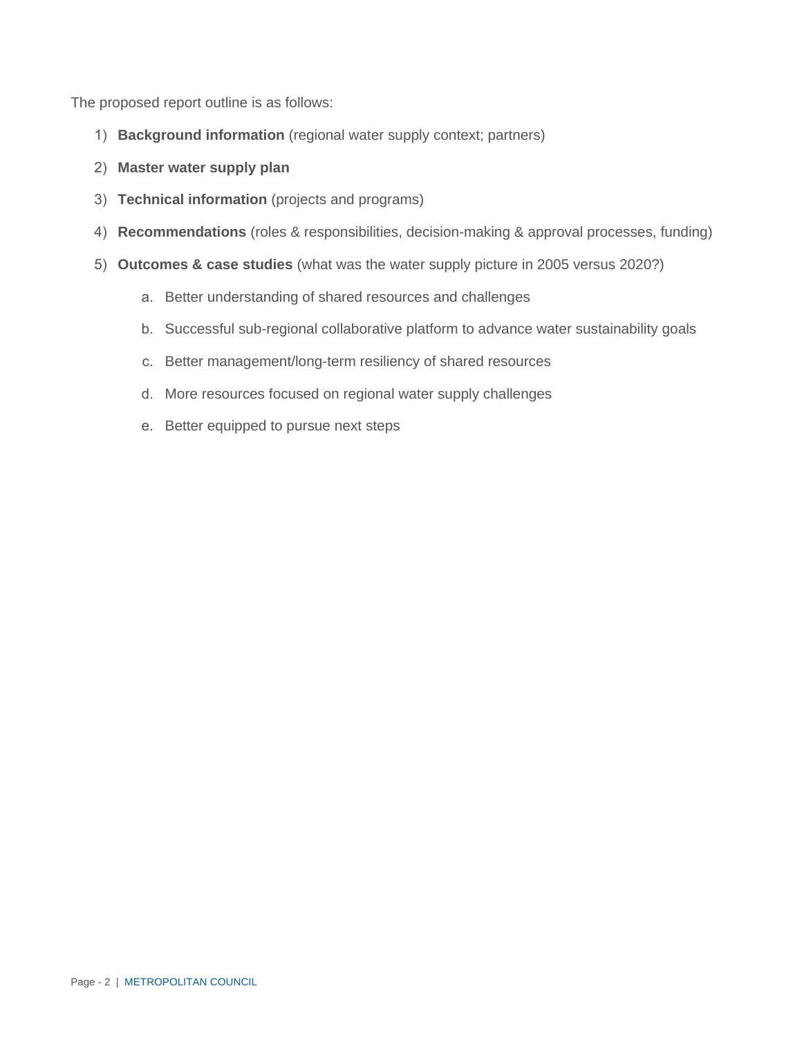The proposed report outline is as follows:

1) **Background information** (regional water supply context; partners)
2) **Master water supply plan**
3) **Technical information** (projects and programs)
4) **Recommendations** (roles & responsibilities, decision-making & approval processes, funding)
5) **Outcomes & case studies** (what was the water supply picture in 2005 versus 2020?)
    a. Better understanding of shared resources and challenges
    b. Successful sub-regional collaborative platform to advance water sustainability goals
    c. Better management/long-term resiliency of shared resources
    d. More resources focused on regional water supply challenges
    e. Better equipped to pursue next steps